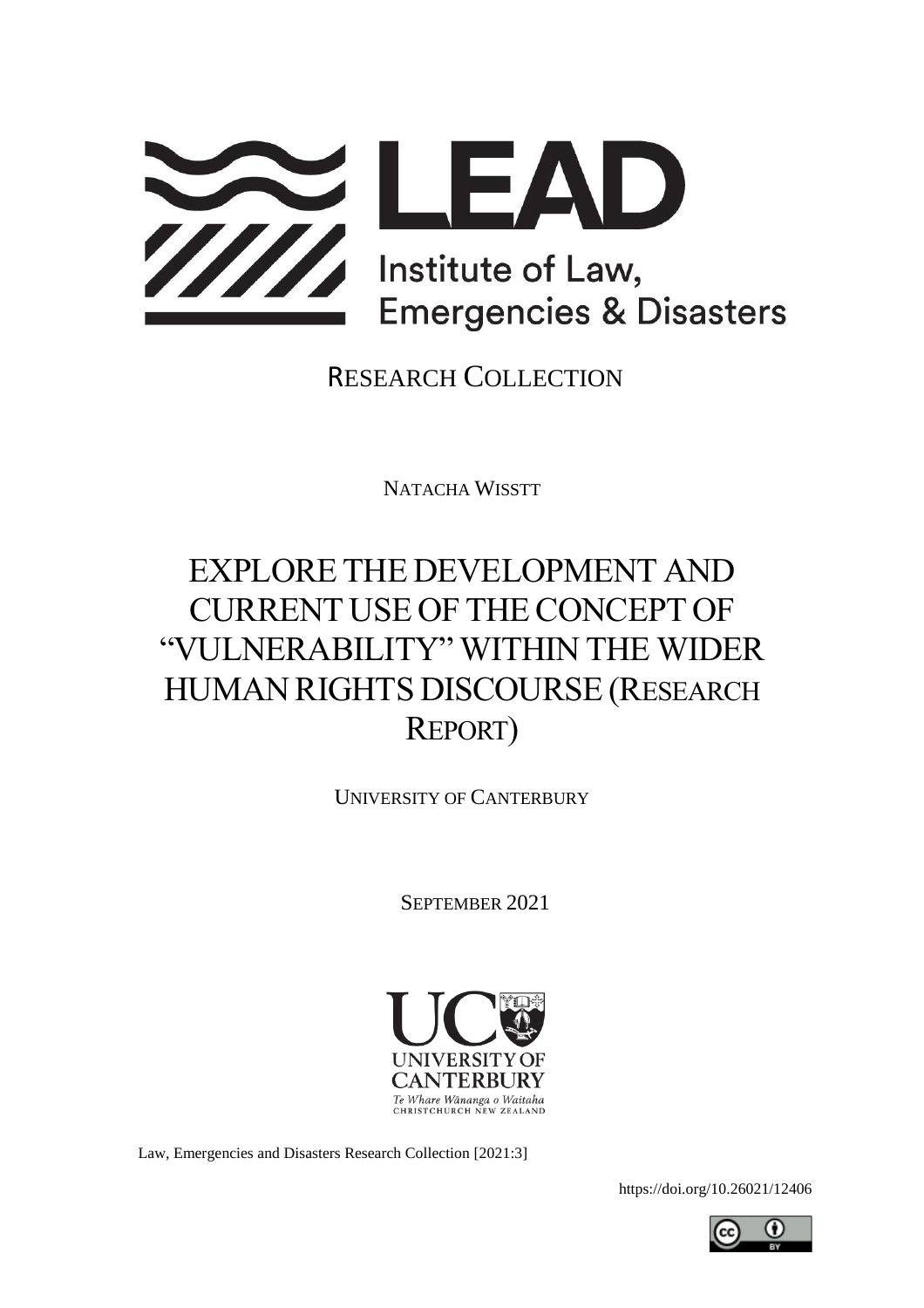LEAD

Institute of Law, Emergencies & Disasters

RESEARCH COLLECTION

NATACHA WISSTT

# EXPLORE THE DEVELOPMENT AND CURRENT USE OF THE CONCEPT OF "VULNERABILITY" WITHIN THE WIDER HUMAN RIGHTS DISCOURSE (RESEARCH REPORT)

UNIVERSITY OF CANTERBURY

SEPTEMBER 2021

UNIVERSITY OF CANTERBURY
Te Whare Wānanga o Waitaha
CHRISTCHURCH NEW ZEALAND

Law, Emergencies and Disasters Research Collection [2021:3]

https://doi.org/10.26021/12406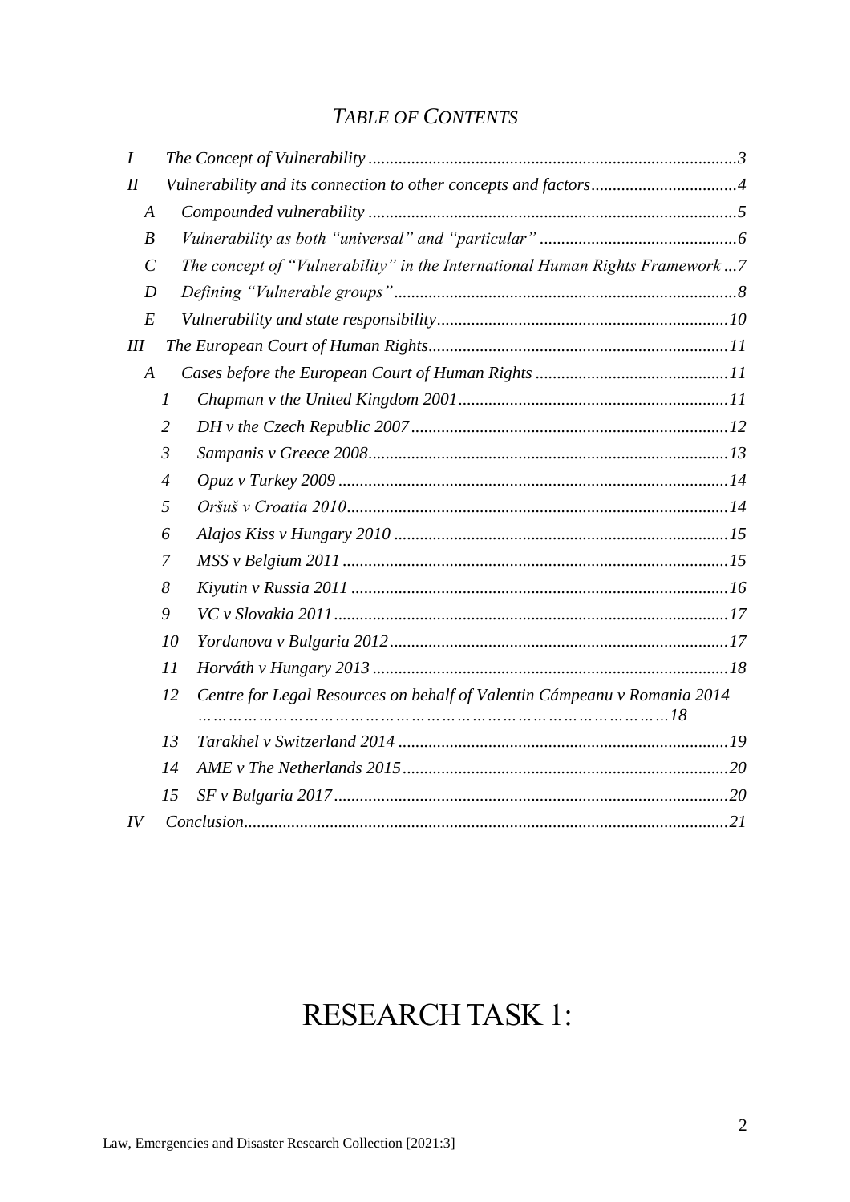## *TABLE OF CONTENTS*

*I The Concept of Vulnerability ..... 3*
*II Vulnerability and its connection to other concepts and factors ..... 4*
- *A Compounded vulnerability ..... 5*
- *B Vulnerability as both "universal" and "particular" ..... 6*
- *C The concept of "Vulnerability" in the International Human Rights Framework ... 7*
- *D Defining "Vulnerable groups" ..... 8*
- *E Vulnerability and state responsibility ..... 10*

*III The European Court of Human Rights ..... 11*
- *A Cases before the European Court of Human Rights ..... 11*
  - *1 Chapman v the United Kingdom 2001 ..... 11*
  - *2 DH v the Czech Republic 2007 ..... 12*
  - *3 Sampanis v Greece 2008 ..... 13*
  - *4 Opuz v Turkey 2009 ..... 14*
  - *5 Oršuš v Croatia 2010 ..... 14*
  - *6 Alajos Kiss v Hungary 2010 ..... 15*
  - *7 MSS v Belgium 2011 ..... 15*
  - *8 Kiyutin v Russia 2011 ..... 16*
  - *9 VC v Slovakia 2011 ..... 17*
  - *10 Yordanova v Bulgaria 2012 ..... 17*
  - *11 Horváth v Hungary 2013 ..... 18*
  - *12 Centre for Legal Resources on behalf of Valentin Cámpeanu v Romania 2014 ..... 18*
  - *13 Tarakhel v Switzerland 2014 ..... 19*
  - *14 AME v The Netherlands 2015 ..... 20*
  - *15 SF v Bulgaria 2017 ..... 20*

*IV Conclusion ..... 21*

# RESEARCH TASK 1: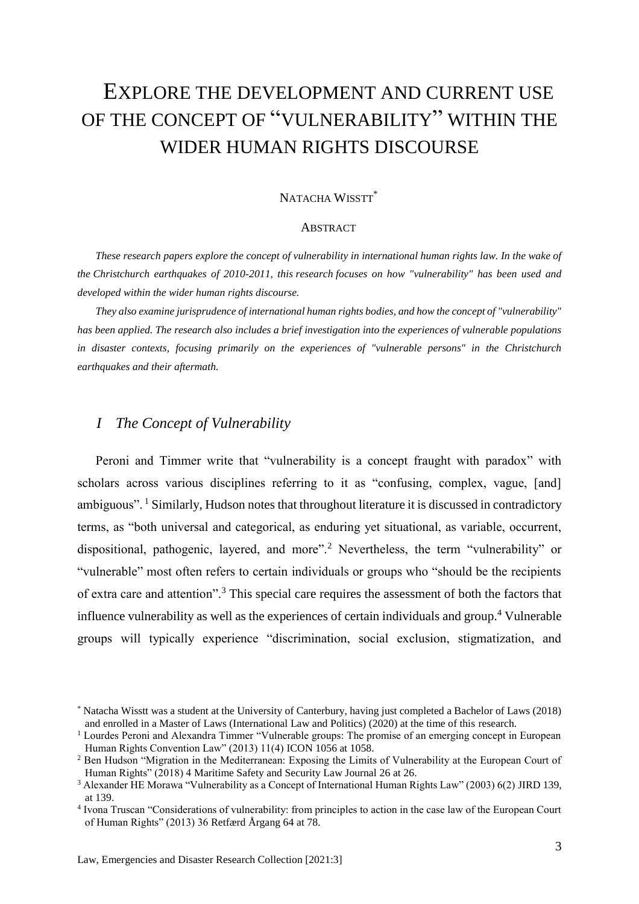# EXPLORE THE DEVELOPMENT AND CURRENT USE OF THE CONCEPT OF "VULNERABILITY" WITHIN THE WIDER HUMAN RIGHTS DISCOURSE

NATACHA WISSTT*

ABSTRACT

*These research papers explore the concept of vulnerability in international human rights law. In the wake of the Christchurch earthquakes of 2010-2011, this research focuses on how "vulnerability" has been used and developed within the wider human rights discourse.*

*They also examine jurisprudence of international human rights bodies, and how the concept of "vulnerability" has been applied. The research also includes a brief investigation into the experiences of vulnerable populations in disaster contexts, focusing primarily on the experiences of "vulnerable persons" in the Christchurch earthquakes and their aftermath.*

## *I The Concept of Vulnerability*

Peroni and Timmer write that "vulnerability is a concept fraught with paradox" with scholars across various disciplines referring to it as "confusing, complex, vague, [and] ambiguous". [1] Similarly, Hudson notes that throughout literature it is discussed in contradictory terms, as "both universal and categorical, as enduring yet situational, as variable, occurrent, dispositional, pathogenic, layered, and more".[2] Nevertheless, the term "vulnerability" or "vulnerable" most often refers to certain individuals or groups who "should be the recipients of extra care and attention".[3] This special care requires the assessment of both the factors that influence vulnerability as well as the experiences of certain individuals and group.[4] Vulnerable groups will typically experience "discrimination, social exclusion, stigmatization, and

---

\* Natacha Wisstt was a student at the University of Canterbury, having just completed a Bachelor of Laws (2018) and enrolled in a Master of Laws (International Law and Politics) (2020) at the time of this research.

[1] Lourdes Peroni and Alexandra Timmer "Vulnerable groups: The promise of an emerging concept in European Human Rights Convention Law" (2013) 11(4) ICON 1056 at 1058.

[2] Ben Hudson "Migration in the Mediterranean: Exposing the Limits of Vulnerability at the European Court of Human Rights" (2018) 4 Maritime Safety and Security Law Journal 26 at 26.

[3] Alexander HE Morawa "Vulnerability as a Concept of International Human Rights Law" (2003) 6(2) JIRD 139, at 139.

[4] Ivona Truscan "Considerations of vulnerability: from principles to action in the case law of the European Court of Human Rights" (2013) 36 Retfærd Årgang 64 at 78.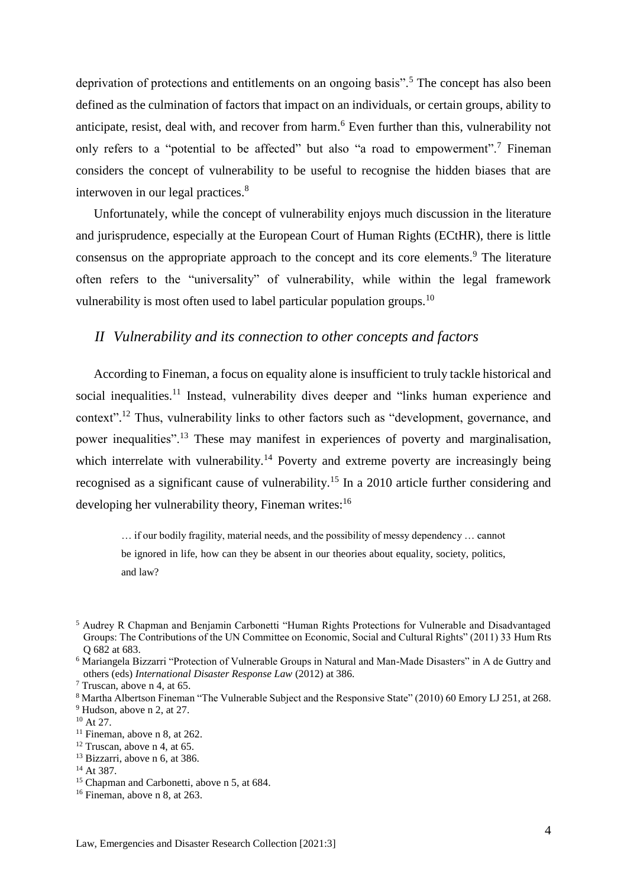deprivation of protections and entitlements on an ongoing basis".[5] The concept has also been defined as the culmination of factors that impact on an individuals, or certain groups, ability to anticipate, resist, deal with, and recover from harm.[6] Even further than this, vulnerability not only refers to a "potential to be affected" but also "a road to empowerment".[7] Fineman considers the concept of vulnerability to be useful to recognise the hidden biases that are interwoven in our legal practices.[8]

Unfortunately, while the concept of vulnerability enjoys much discussion in the literature and jurisprudence, especially at the European Court of Human Rights (ECtHR), there is little consensus on the appropriate approach to the concept and its core elements.[9] The literature often refers to the "universality" of vulnerability, while within the legal framework vulnerability is most often used to label particular population groups.[10]

## *II Vulnerability and its connection to other concepts and factors*

According to Fineman, a focus on equality alone is insufficient to truly tackle historical and social inequalities.[11] Instead, vulnerability dives deeper and "links human experience and context".[12] Thus, vulnerability links to other factors such as "development, governance, and power inequalities".[13] These may manifest in experiences of poverty and marginalisation, which interrelate with vulnerability.[14] Poverty and extreme poverty are increasingly being recognised as a significant cause of vulnerability.[15] In a 2010 article further considering and developing her vulnerability theory, Fineman writes:[16]

> … if our bodily fragility, material needs, and the possibility of messy dependency … cannot be ignored in life, how can they be absent in our theories about equality, society, politics, and law?

---

[5] Audrey R Chapman and Benjamin Carbonetti "Human Rights Protections for Vulnerable and Disadvantaged Groups: The Contributions of the UN Committee on Economic, Social and Cultural Rights" (2011) 33 Hum Rts Q 682 at 683.

[6] Mariangela Bizzarri "Protection of Vulnerable Groups in Natural and Man-Made Disasters" in A de Guttry and others (eds) *International Disaster Response Law* (2012) at 386.

[7] Truscan, above n 4, at 65.

[8] Martha Albertson Fineman "The Vulnerable Subject and the Responsive State" (2010) 60 Emory LJ 251, at 268.

[9] Hudson, above n 2, at 27.

[10] At 27.

[11] Fineman, above n 8, at 262.

[12] Truscan, above n 4, at 65.

[13] Bizzarri, above n 6, at 386.

[14] At 387.

[15] Chapman and Carbonetti, above n 5, at 684.

[16] Fineman, above n 8, at 263.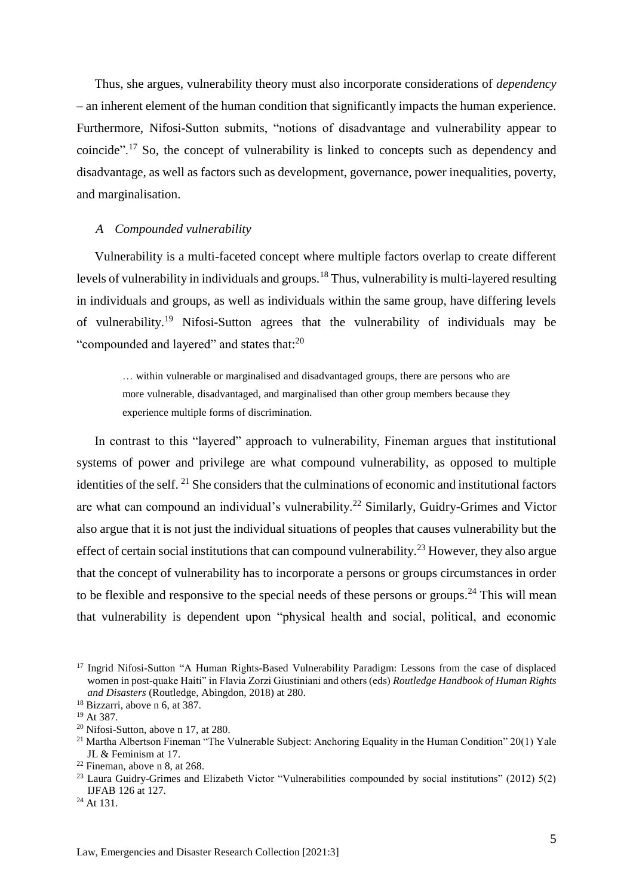Thus, she argues, vulnerability theory must also incorporate considerations of *dependency* – an inherent element of the human condition that significantly impacts the human experience. Furthermore, Nifosi-Sutton submits, "notions of disadvantage and vulnerability appear to coincide".[17] So, the concept of vulnerability is linked to concepts such as dependency and disadvantage, as well as factors such as development, governance, power inequalities, poverty, and marginalisation.

### *A Compounded vulnerability*

Vulnerability is a multi-faceted concept where multiple factors overlap to create different levels of vulnerability in individuals and groups.[18] Thus, vulnerability is multi-layered resulting in individuals and groups, as well as individuals within the same group, have differing levels of vulnerability.[19] Nifosi-Sutton agrees that the vulnerability of individuals may be "compounded and layered" and states that:[20]

> … within vulnerable or marginalised and disadvantaged groups, there are persons who are more vulnerable, disadvantaged, and marginalised than other group members because they experience multiple forms of discrimination.

In contrast to this "layered" approach to vulnerability, Fineman argues that institutional systems of power and privilege are what compound vulnerability, as opposed to multiple identities of the self. [21] She considers that the culminations of economic and institutional factors are what can compound an individual's vulnerability.[22] Similarly, Guidry-Grimes and Victor also argue that it is not just the individual situations of peoples that causes vulnerability but the effect of certain social institutions that can compound vulnerability.[23] However, they also argue that the concept of vulnerability has to incorporate a persons or groups circumstances in order to be flexible and responsive to the special needs of these persons or groups.[24] This will mean that vulnerability is dependent upon "physical health and social, political, and economic

---

[17] Ingrid Nifosi-Sutton "A Human Rights-Based Vulnerability Paradigm: Lessons from the case of displaced women in post-quake Haiti" in Flavia Zorzi Giustiniani and others (eds) *Routledge Handbook of Human Rights and Disasters* (Routledge, Abingdon, 2018) at 280.

[18] Bizzarri, above n 6, at 387.

[19] At 387.

[20] Nifosi-Sutton, above n 17, at 280.

[21] Martha Albertson Fineman "The Vulnerable Subject: Anchoring Equality in the Human Condition" 20(1) Yale JL & Feminism at 17.

[22] Fineman, above n 8, at 268.

[23] Laura Guidry-Grimes and Elizabeth Victor "Vulnerabilities compounded by social institutions" (2012) 5(2) IJFAB 126 at 127.

[24] At 131.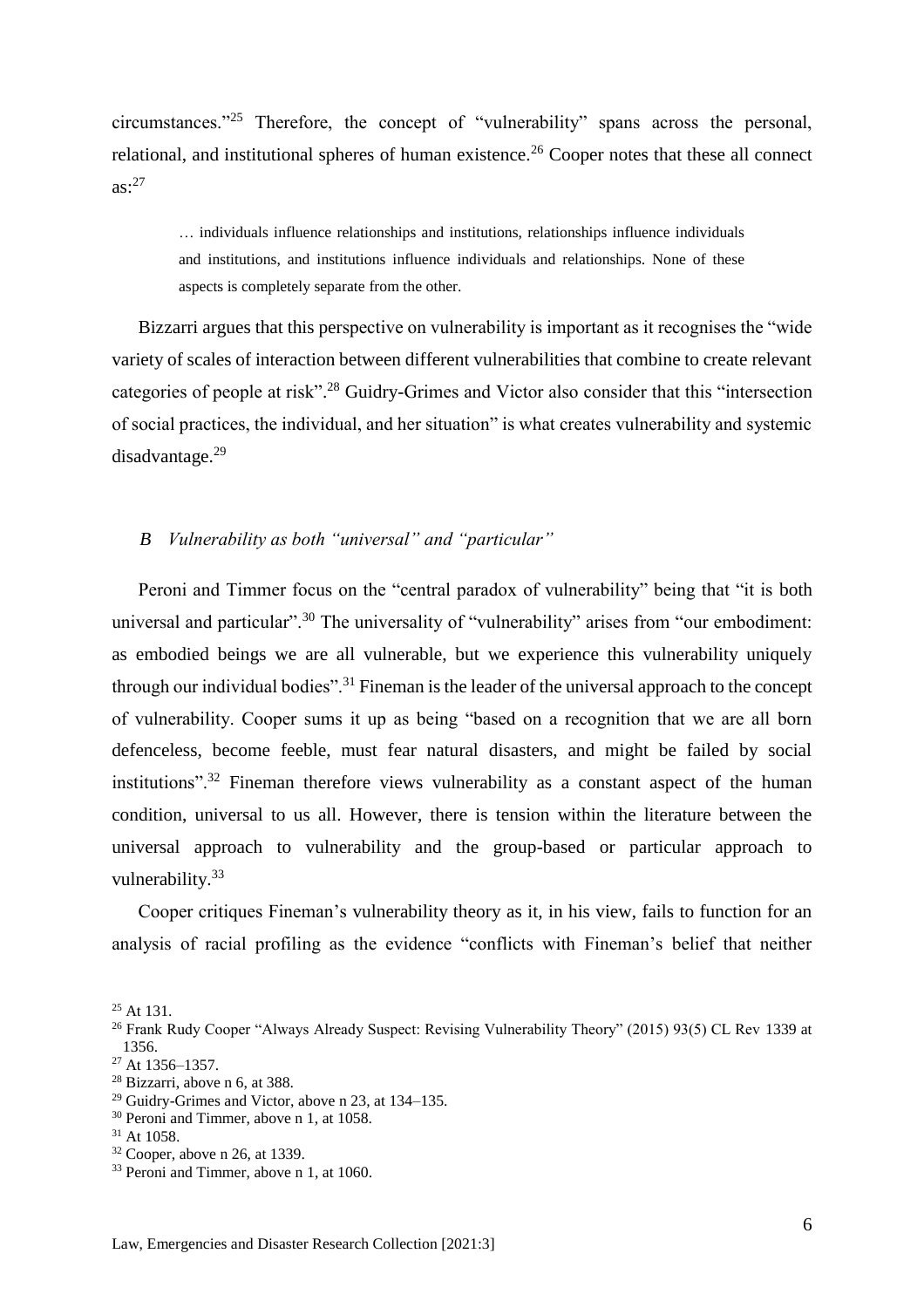circumstances."[25] Therefore, the concept of "vulnerability" spans across the personal, relational, and institutional spheres of human existence.[26] Cooper notes that these all connect as:[27]

> … individuals influence relationships and institutions, relationships influence individuals and institutions, and institutions influence individuals and relationships. None of these aspects is completely separate from the other.

Bizzarri argues that this perspective on vulnerability is important as it recognises the "wide variety of scales of interaction between different vulnerabilities that combine to create relevant categories of people at risk".[28] Guidry-Grimes and Victor also consider that this "intersection of social practices, the individual, and her situation" is what creates vulnerability and systemic disadvantage.[29]

### *B Vulnerability as both "universal" and "particular"*

Peroni and Timmer focus on the "central paradox of vulnerability" being that "it is both universal and particular".[30] The universality of "vulnerability" arises from "our embodiment: as embodied beings we are all vulnerable, but we experience this vulnerability uniquely through our individual bodies".[31] Fineman is the leader of the universal approach to the concept of vulnerability. Cooper sums it up as being "based on a recognition that we are all born defenceless, become feeble, must fear natural disasters, and might be failed by social institutions".[32] Fineman therefore views vulnerability as a constant aspect of the human condition, universal to us all. However, there is tension within the literature between the universal approach to vulnerability and the group-based or particular approach to vulnerability.[33]

Cooper critiques Fineman's vulnerability theory as it, in his view, fails to function for an analysis of racial profiling as the evidence "conflicts with Fineman's belief that neither

---

[25] At 131.

[26] Frank Rudy Cooper "Always Already Suspect: Revising Vulnerability Theory" (2015) 93(5) CL Rev 1339 at 1356.

[27] At 1356–1357.

[28] Bizzarri, above n 6, at 388.

[29] Guidry-Grimes and Victor, above n 23, at 134–135.

[30] Peroni and Timmer, above n 1, at 1058.

[31] At 1058.

[32] Cooper, above n 26, at 1339.

[33] Peroni and Timmer, above n 1, at 1060.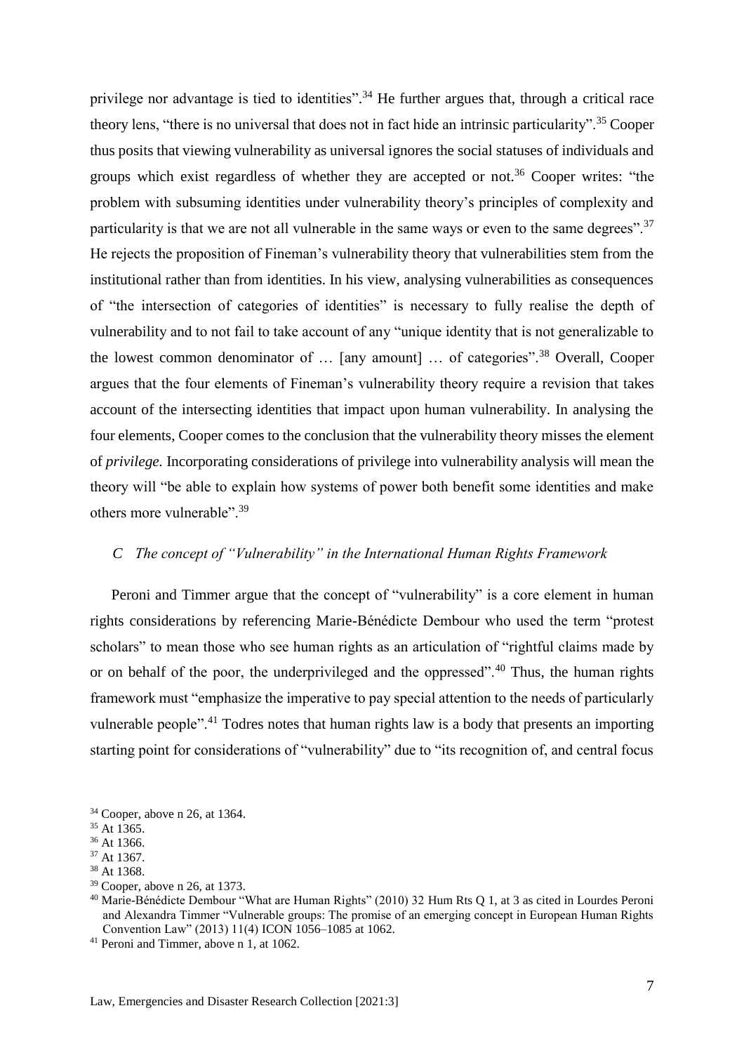privilege nor advantage is tied to identities".[34] He further argues that, through a critical race theory lens, "there is no universal that does not in fact hide an intrinsic particularity".[35] Cooper thus posits that viewing vulnerability as universal ignores the social statuses of individuals and groups which exist regardless of whether they are accepted or not.[36] Cooper writes: "the problem with subsuming identities under vulnerability theory's principles of complexity and particularity is that we are not all vulnerable in the same ways or even to the same degrees".[37] He rejects the proposition of Fineman's vulnerability theory that vulnerabilities stem from the institutional rather than from identities. In his view, analysing vulnerabilities as consequences of "the intersection of categories of identities" is necessary to fully realise the depth of vulnerability and to not fail to take account of any "unique identity that is not generalizable to the lowest common denominator of … [any amount] … of categories".[38] Overall, Cooper argues that the four elements of Fineman's vulnerability theory require a revision that takes account of the intersecting identities that impact upon human vulnerability. In analysing the four elements, Cooper comes to the conclusion that the vulnerability theory misses the element of *privilege.* Incorporating considerations of privilege into vulnerability analysis will mean the theory will "be able to explain how systems of power both benefit some identities and make others more vulnerable".[39]

### *C The concept of "Vulnerability" in the International Human Rights Framework*

Peroni and Timmer argue that the concept of "vulnerability" is a core element in human rights considerations by referencing Marie-Bénédicte Dembour who used the term "protest scholars" to mean those who see human rights as an articulation of "rightful claims made by or on behalf of the poor, the underprivileged and the oppressed".[40] Thus, the human rights framework must "emphasize the imperative to pay special attention to the needs of particularly vulnerable people".[41] Todres notes that human rights law is a body that presents an importing starting point for considerations of "vulnerability" due to "its recognition of, and central focus

---

[34] Cooper, above n 26, at 1364.

[35] At 1365.

[36] At 1366.

[37] At 1367.

[38] At 1368.

[39] Cooper, above n 26, at 1373.

[40] Marie-Bénédicte Dembour "What are Human Rights" (2010) 32 Hum Rts Q 1, at 3 as cited in Lourdes Peroni and Alexandra Timmer "Vulnerable groups: The promise of an emerging concept in European Human Rights Convention Law" (2013) 11(4) ICON 1056–1085 at 1062.

[41] Peroni and Timmer, above n 1, at 1062.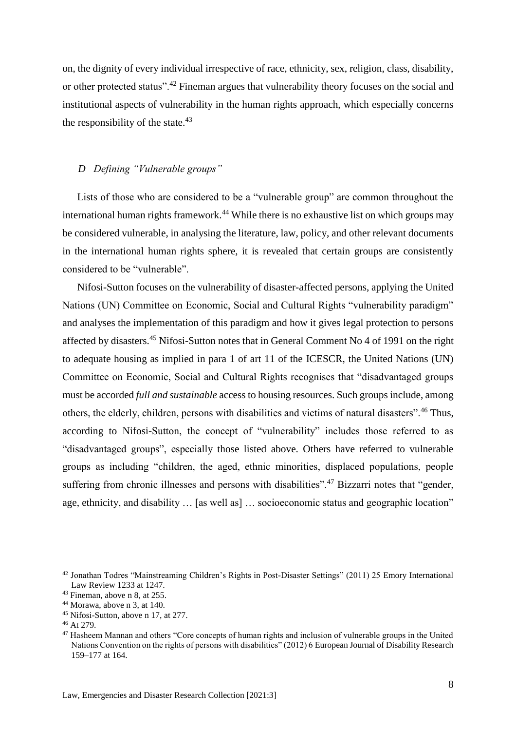on, the dignity of every individual irrespective of race, ethnicity, sex, religion, class, disability, or other protected status".[42] Fineman argues that vulnerability theory focuses on the social and institutional aspects of vulnerability in the human rights approach, which especially concerns the responsibility of the state.[43]

### *D Defining "Vulnerable groups"*

Lists of those who are considered to be a "vulnerable group" are common throughout the international human rights framework.[44] While there is no exhaustive list on which groups may be considered vulnerable, in analysing the literature, law, policy, and other relevant documents in the international human rights sphere, it is revealed that certain groups are consistently considered to be "vulnerable".

Nifosi-Sutton focuses on the vulnerability of disaster-affected persons, applying the United Nations (UN) Committee on Economic, Social and Cultural Rights "vulnerability paradigm" and analyses the implementation of this paradigm and how it gives legal protection to persons affected by disasters.[45] Nifosi-Sutton notes that in General Comment No 4 of 1991 on the right to adequate housing as implied in para 1 of art 11 of the ICESCR, the United Nations (UN) Committee on Economic, Social and Cultural Rights recognises that "disadvantaged groups must be accorded *full and sustainable* access to housing resources. Such groups include, among others, the elderly, children, persons with disabilities and victims of natural disasters".[46] Thus, according to Nifosi-Sutton, the concept of "vulnerability" includes those referred to as "disadvantaged groups", especially those listed above. Others have referred to vulnerable groups as including "children, the aged, ethnic minorities, displaced populations, people suffering from chronic illnesses and persons with disabilities".[47] Bizzarri notes that "gender, age, ethnicity, and disability … [as well as] … socioeconomic status and geographic location"

[42] Jonathan Todres "Mainstreaming Children's Rights in Post-Disaster Settings" (2011) 25 Emory International Law Review 1233 at 1247.

[43] Fineman, above n 8, at 255.

[44] Morawa, above n 3, at 140.

[45] Nifosi-Sutton, above n 17, at 277.

[46] At 279.

[47] Hasheem Mannan and others "Core concepts of human rights and inclusion of vulnerable groups in the United Nations Convention on the rights of persons with disabilities" (2012) 6 European Journal of Disability Research 159–177 at 164.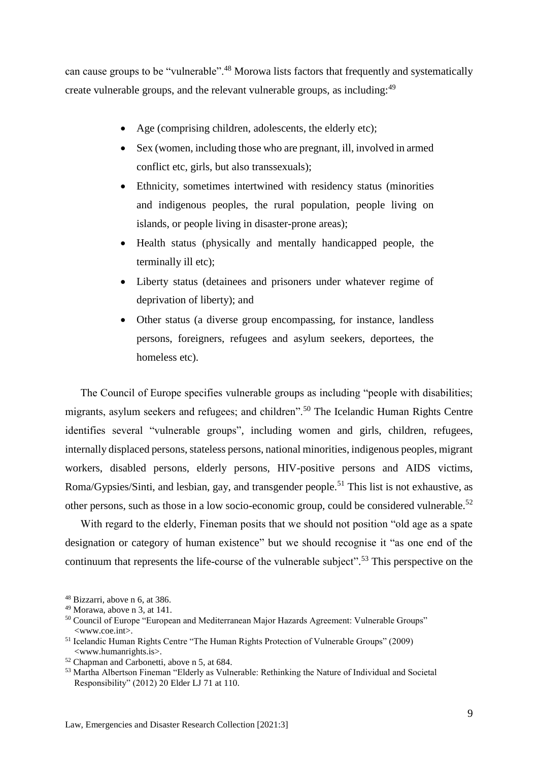can cause groups to be "vulnerable".[48] Morowa lists factors that frequently and systematically create vulnerable groups, and the relevant vulnerable groups, as including:[49]

- Age (comprising children, adolescents, the elderly etc);
- Sex (women, including those who are pregnant, ill, involved in armed conflict etc, girls, but also transsexuals);
- Ethnicity, sometimes intertwined with residency status (minorities and indigenous peoples, the rural population, people living on islands, or people living in disaster-prone areas);
- Health status (physically and mentally handicapped people, the terminally ill etc);
- Liberty status (detainees and prisoners under whatever regime of deprivation of liberty); and
- Other status (a diverse group encompassing, for instance, landless persons, foreigners, refugees and asylum seekers, deportees, the homeless etc).

The Council of Europe specifies vulnerable groups as including "people with disabilities; migrants, asylum seekers and refugees; and children".[50] The Icelandic Human Rights Centre identifies several "vulnerable groups", including women and girls, children, refugees, internally displaced persons, stateless persons, national minorities, indigenous peoples, migrant workers, disabled persons, elderly persons, HIV-positive persons and AIDS victims, Roma/Gypsies/Sinti, and lesbian, gay, and transgender people.[51] This list is not exhaustive, as other persons, such as those in a low socio-economic group, could be considered vulnerable.[52]

With regard to the elderly, Fineman posits that we should not position "old age as a spate designation or category of human existence" but we should recognise it "as one end of the continuum that represents the life-course of the vulnerable subject".[53] This perspective on the

[48] Bizzarri, above n 6, at 386.

[49] Morawa, above n 3, at 141.

[50] Council of Europe "European and Mediterranean Major Hazards Agreement: Vulnerable Groups" <www.coe.int>.

[51] Icelandic Human Rights Centre "The Human Rights Protection of Vulnerable Groups" (2009) <www.humanrights.is>.

[52] Chapman and Carbonetti, above n 5, at 684.

[53] Martha Albertson Fineman "Elderly as Vulnerable: Rethinking the Nature of Individual and Societal Responsibility" (2012) 20 Elder LJ 71 at 110.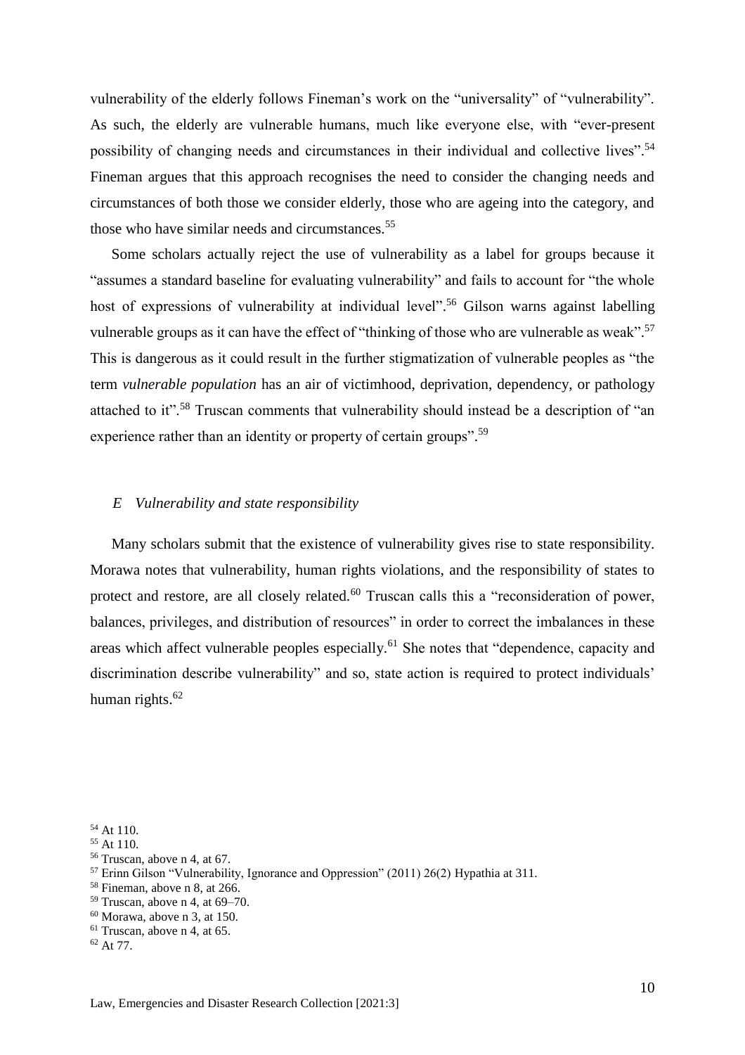vulnerability of the elderly follows Fineman's work on the "universality" of "vulnerability". As such, the elderly are vulnerable humans, much like everyone else, with "ever-present possibility of changing needs and circumstances in their individual and collective lives".[54] Fineman argues that this approach recognises the need to consider the changing needs and circumstances of both those we consider elderly, those who are ageing into the category, and those who have similar needs and circumstances.[55]

Some scholars actually reject the use of vulnerability as a label for groups because it "assumes a standard baseline for evaluating vulnerability" and fails to account for "the whole host of expressions of vulnerability at individual level".[56] Gilson warns against labelling vulnerable groups as it can have the effect of "thinking of those who are vulnerable as weak".[57] This is dangerous as it could result in the further stigmatization of vulnerable peoples as "the term *vulnerable population* has an air of victimhood, deprivation, dependency, or pathology attached to it".[58] Truscan comments that vulnerability should instead be a description of "an experience rather than an identity or property of certain groups".[59]

### *E Vulnerability and state responsibility*

Many scholars submit that the existence of vulnerability gives rise to state responsibility. Morawa notes that vulnerability, human rights violations, and the responsibility of states to protect and restore, are all closely related.[60] Truscan calls this a "reconsideration of power, balances, privileges, and distribution of resources" in order to correct the imbalances in these areas which affect vulnerable peoples especially.[61] She notes that "dependence, capacity and discrimination describe vulnerability" and so, state action is required to protect individuals' human rights.[62]

---

[54] At 110.

[55] At 110.

[56] Truscan, above n 4, at 67.

[57] Erinn Gilson "Vulnerability, Ignorance and Oppression" (2011) 26(2) Hypathia at 311.

[58] Fineman, above n 8, at 266.

[59] Truscan, above n 4, at 69–70.

[60] Morawa, above n 3, at 150.

[61] Truscan, above n 4, at 65.

[62] At 77.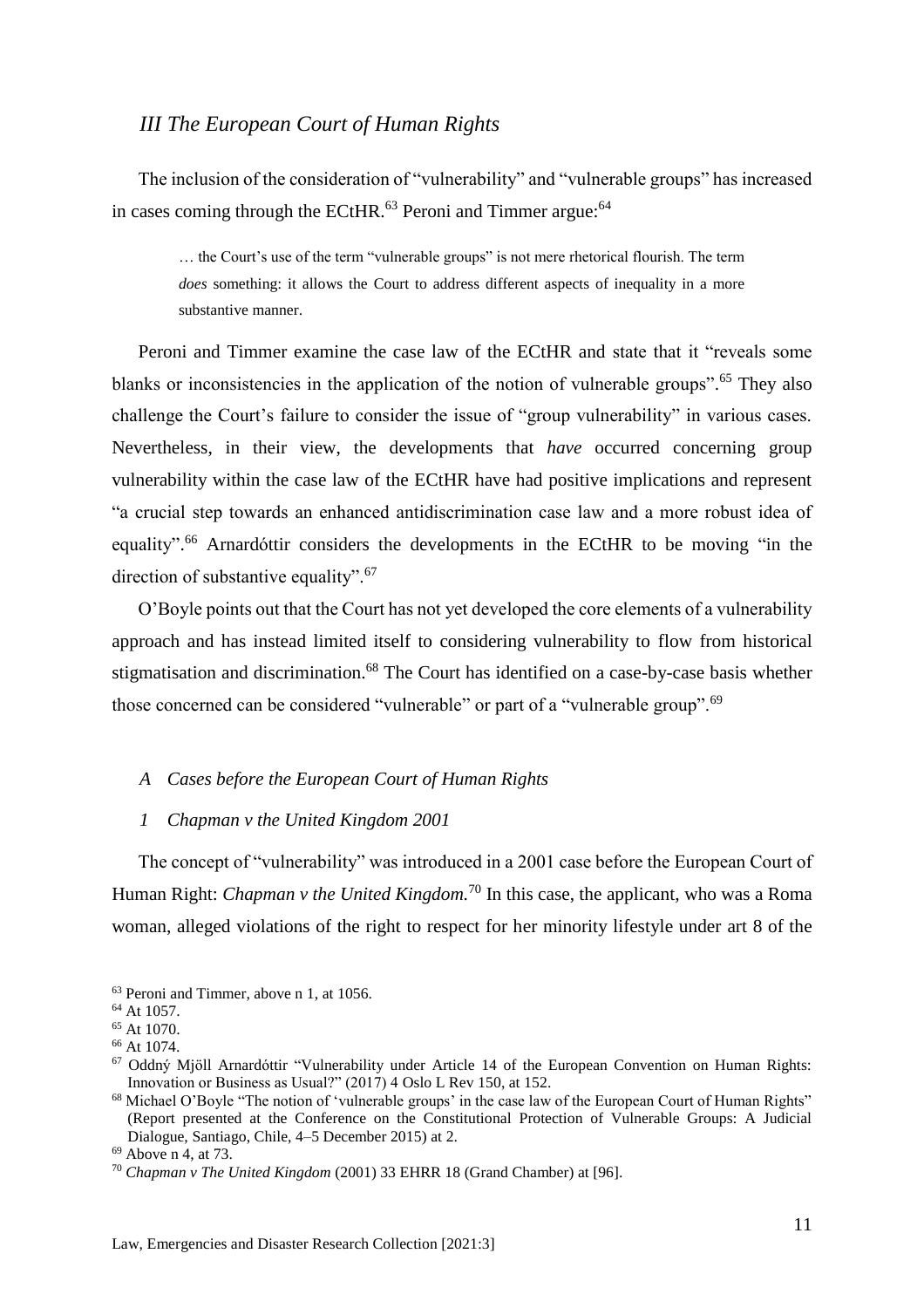## *III The European Court of Human Rights*

The inclusion of the consideration of "vulnerability" and "vulnerable groups" has increased in cases coming through the ECtHR.[63] Peroni and Timmer argue:[64]

> … the Court's use of the term "vulnerable groups" is not mere rhetorical flourish. The term *does* something: it allows the Court to address different aspects of inequality in a more substantive manner.

Peroni and Timmer examine the case law of the ECtHR and state that it "reveals some blanks or inconsistencies in the application of the notion of vulnerable groups".[65] They also challenge the Court's failure to consider the issue of "group vulnerability" in various cases. Nevertheless, in their view, the developments that *have* occurred concerning group vulnerability within the case law of the ECtHR have had positive implications and represent "a crucial step towards an enhanced antidiscrimination case law and a more robust idea of equality".[66] Arnardóttir considers the developments in the ECtHR to be moving "in the direction of substantive equality".[67]

O'Boyle points out that the Court has not yet developed the core elements of a vulnerability approach and has instead limited itself to considering vulnerability to flow from historical stigmatisation and discrimination.[68] The Court has identified on a case-by-case basis whether those concerned can be considered "vulnerable" or part of a "vulnerable group".[69]

### *A Cases before the European Court of Human Rights*

#### *1 Chapman v the United Kingdom 2001*

The concept of "vulnerability" was introduced in a 2001 case before the European Court of Human Right: *Chapman v the United Kingdom.*[70] In this case, the applicant, who was a Roma woman, alleged violations of the right to respect for her minority lifestyle under art 8 of the

---

[63] Peroni and Timmer, above n 1, at 1056.

[64] At 1057.

[65] At 1070.

[66] At 1074.

[67] Oddný Mjöll Arnardóttir "Vulnerability under Article 14 of the European Convention on Human Rights: Innovation or Business as Usual?" (2017) 4 Oslo L Rev 150, at 152.

[68] Michael O'Boyle "The notion of 'vulnerable groups' in the case law of the European Court of Human Rights" (Report presented at the Conference on the Constitutional Protection of Vulnerable Groups: A Judicial Dialogue, Santiago, Chile, 4–5 December 2015) at 2.

[69] Above n 4, at 73.

[70] *Chapman v The United Kingdom* (2001) 33 EHRR 18 (Grand Chamber) at [96].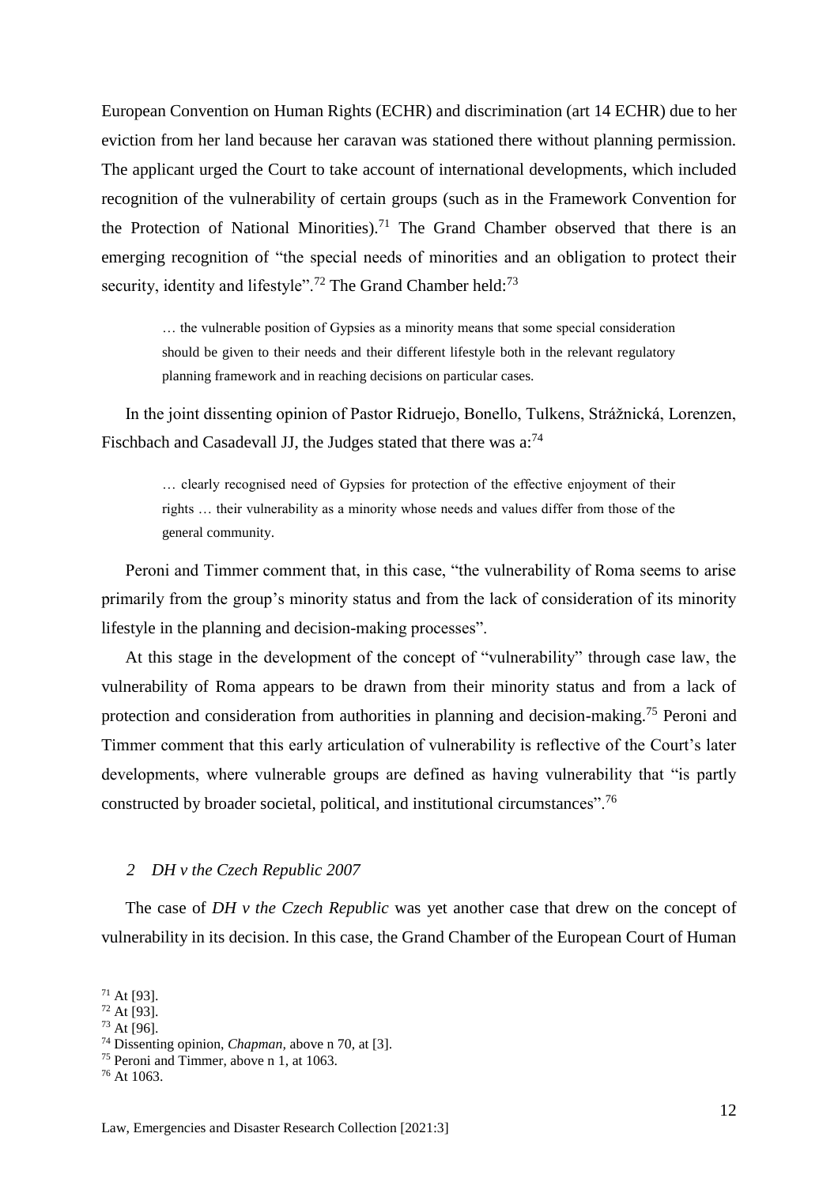European Convention on Human Rights (ECHR) and discrimination (art 14 ECHR) due to her eviction from her land because her caravan was stationed there without planning permission. The applicant urged the Court to take account of international developments, which included recognition of the vulnerability of certain groups (such as in the Framework Convention for the Protection of National Minorities).[71] The Grand Chamber observed that there is an emerging recognition of "the special needs of minorities and an obligation to protect their security, identity and lifestyle".[72] The Grand Chamber held:[73]

> … the vulnerable position of Gypsies as a minority means that some special consideration should be given to their needs and their different lifestyle both in the relevant regulatory planning framework and in reaching decisions on particular cases.

In the joint dissenting opinion of Pastor Ridruejo, Bonello, Tulkens, Strážnická, Lorenzen, Fischbach and Casadevall JJ, the Judges stated that there was a:[74]

> … clearly recognised need of Gypsies for protection of the effective enjoyment of their rights … their vulnerability as a minority whose needs and values differ from those of the general community.

Peroni and Timmer comment that, in this case, "the vulnerability of Roma seems to arise primarily from the group's minority status and from the lack of consideration of its minority lifestyle in the planning and decision-making processes".

At this stage in the development of the concept of "vulnerability" through case law, the vulnerability of Roma appears to be drawn from their minority status and from a lack of protection and consideration from authorities in planning and decision-making.[75] Peroni and Timmer comment that this early articulation of vulnerability is reflective of the Court's later developments, where vulnerable groups are defined as having vulnerability that "is partly constructed by broader societal, political, and institutional circumstances".[76]

### *2 DH v the Czech Republic 2007*

The case of *DH v the Czech Republic* was yet another case that drew on the concept of vulnerability in its decision. In this case, the Grand Chamber of the European Court of Human

---

[71] At [93].
[72] At [93].
[73] At [96].
[74] Dissenting opinion, *Chapman,* above n 70, at [3].
[75] Peroni and Timmer, above n 1, at 1063.
[76] At 1063.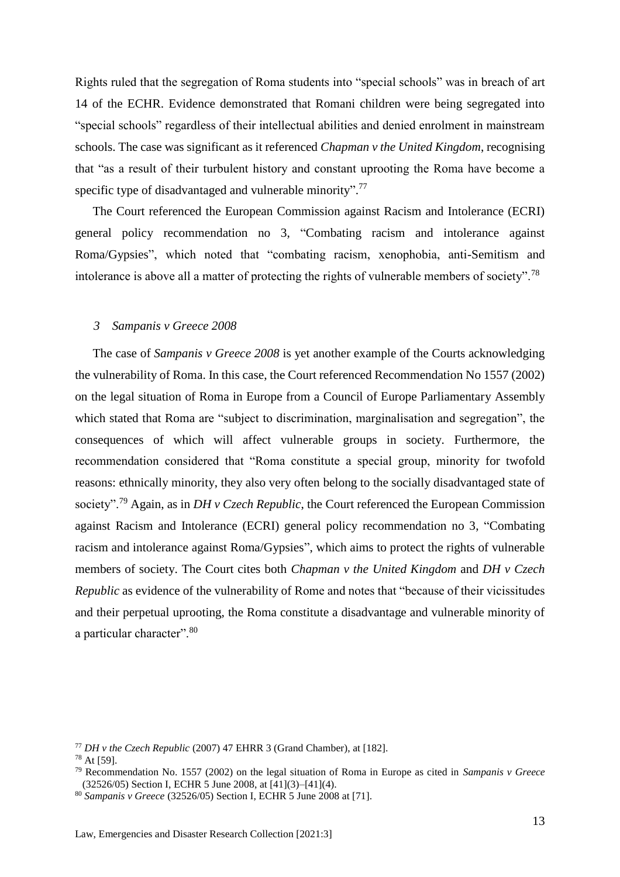Rights ruled that the segregation of Roma students into "special schools" was in breach of art 14 of the ECHR. Evidence demonstrated that Romani children were being segregated into "special schools" regardless of their intellectual abilities and denied enrolment in mainstream schools. The case was significant as it referenced *Chapman v the United Kingdom*, recognising that "as a result of their turbulent history and constant uprooting the Roma have become a specific type of disadvantaged and vulnerable minority".[77]

The Court referenced the European Commission against Racism and Intolerance (ECRI) general policy recommendation no 3, "Combating racism and intolerance against Roma/Gypsies", which noted that "combating racism, xenophobia, anti-Semitism and intolerance is above all a matter of protecting the rights of vulnerable members of society".[78]

### *3 Sampanis v Greece 2008*

The case of *Sampanis v Greece 2008* is yet another example of the Courts acknowledging the vulnerability of Roma. In this case, the Court referenced Recommendation No 1557 (2002) on the legal situation of Roma in Europe from a Council of Europe Parliamentary Assembly which stated that Roma are "subject to discrimination, marginalisation and segregation", the consequences of which will affect vulnerable groups in society. Furthermore, the recommendation considered that "Roma constitute a special group, minority for twofold reasons: ethnically minority, they also very often belong to the socially disadvantaged state of society".[79] Again, as in *DH v Czech Republic*, the Court referenced the European Commission against Racism and Intolerance (ECRI) general policy recommendation no 3, "Combating racism and intolerance against Roma/Gypsies", which aims to protect the rights of vulnerable members of society. The Court cites both *Chapman v the United Kingdom* and *DH v Czech Republic* as evidence of the vulnerability of Rome and notes that "because of their vicissitudes and their perpetual uprooting, the Roma constitute a disadvantage and vulnerable minority of a particular character".[80]

---

[77] *DH v the Czech Republic* (2007) 47 EHRR 3 (Grand Chamber), at [182].

[78] At [59].

[79] Recommendation No. 1557 (2002) on the legal situation of Roma in Europe as cited in *Sampanis v Greece* (32526/05) Section I, ECHR 5 June 2008, at [41](3)–[41](4).

[80] *Sampanis v Greece* (32526/05) Section I, ECHR 5 June 2008 at [71].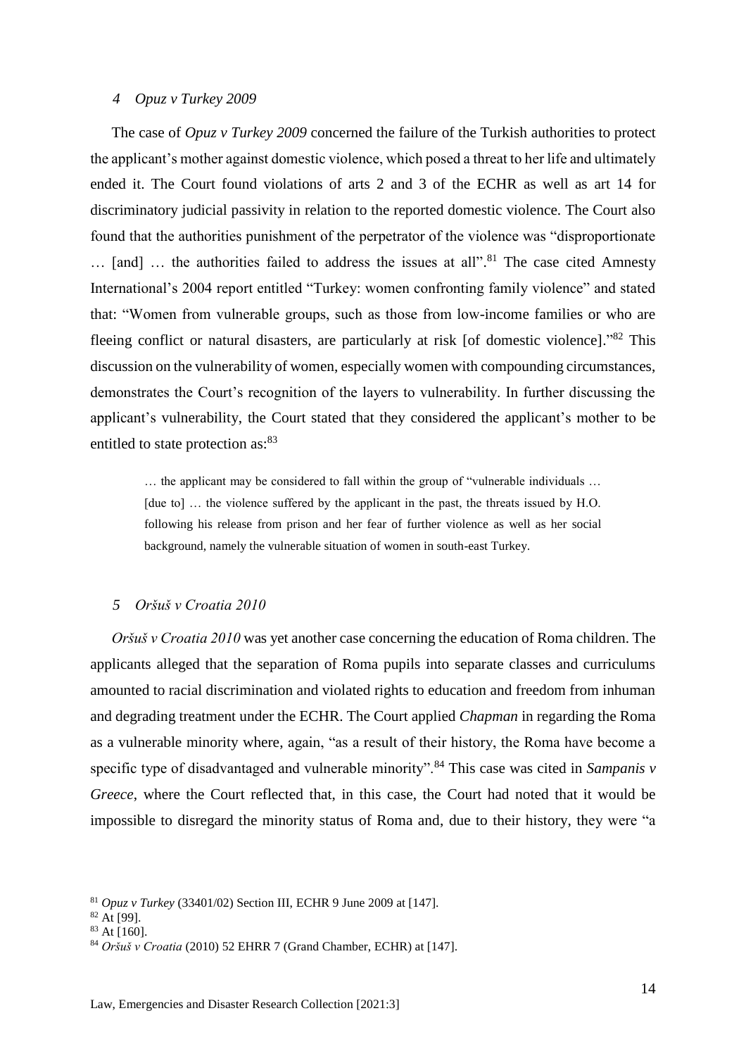### *4 Opuz v Turkey 2009*

The case of *Opuz v Turkey 2009* concerned the failure of the Turkish authorities to protect the applicant's mother against domestic violence, which posed a threat to her life and ultimately ended it. The Court found violations of arts 2 and 3 of the ECHR as well as art 14 for discriminatory judicial passivity in relation to the reported domestic violence. The Court also found that the authorities punishment of the perpetrator of the violence was "disproportionate … [and] … the authorities failed to address the issues at all".[81] The case cited Amnesty International's 2004 report entitled "Turkey: women confronting family violence" and stated that: "Women from vulnerable groups, such as those from low-income families or who are fleeing conflict or natural disasters, are particularly at risk [of domestic violence]."[82] This discussion on the vulnerability of women, especially women with compounding circumstances, demonstrates the Court's recognition of the layers to vulnerability. In further discussing the applicant's vulnerability, the Court stated that they considered the applicant's mother to be entitled to state protection as:[83]

> … the applicant may be considered to fall within the group of "vulnerable individuals … [due to] … the violence suffered by the applicant in the past, the threats issued by H.O. following his release from prison and her fear of further violence as well as her social background, namely the vulnerable situation of women in south-east Turkey.

### *5 Oršuš v Croatia 2010*

*Oršuš v Croatia 2010* was yet another case concerning the education of Roma children. The applicants alleged that the separation of Roma pupils into separate classes and curriculums amounted to racial discrimination and violated rights to education and freedom from inhuman and degrading treatment under the ECHR. The Court applied *Chapman* in regarding the Roma as a vulnerable minority where, again, "as a result of their history, the Roma have become a specific type of disadvantaged and vulnerable minority".[84] This case was cited in *Sampanis v Greece*, where the Court reflected that, in this case, the Court had noted that it would be impossible to disregard the minority status of Roma and, due to their history, they were "a

---

[81] *Opuz v Turkey* (33401/02) Section III, ECHR 9 June 2009 at [147].

[82] At [99].

[83] At [160].

[84] *Oršuš v Croatia* (2010) 52 EHRR 7 (Grand Chamber, ECHR) at [147].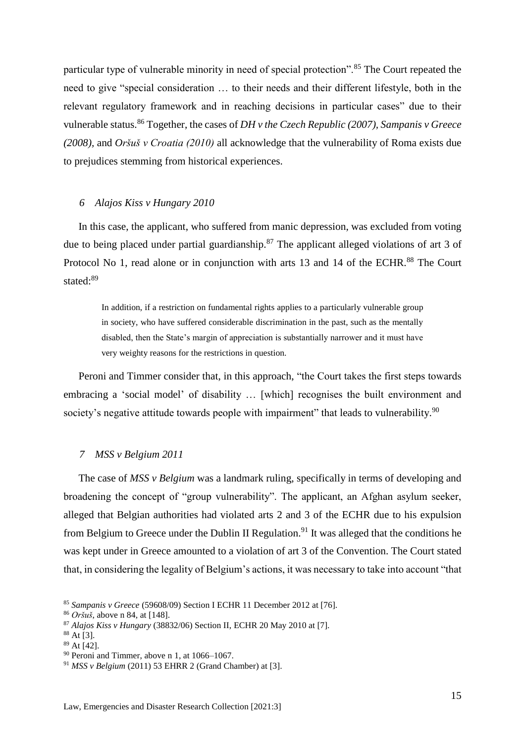particular type of vulnerable minority in need of special protection".[85] The Court repeated the need to give "special consideration … to their needs and their different lifestyle, both in the relevant regulatory framework and in reaching decisions in particular cases" due to their vulnerable status.[86] Together, the cases of *DH v the Czech Republic (2007), Sampanis v Greece (2008),* and *Oršuš v Croatia (2010)* all acknowledge that the vulnerability of Roma exists due to prejudices stemming from historical experiences.

### *6 Alajos Kiss v Hungary 2010*

In this case, the applicant, who suffered from manic depression, was excluded from voting due to being placed under partial guardianship.[87] The applicant alleged violations of art 3 of Protocol No 1, read alone or in conjunction with arts 13 and 14 of the ECHR.[88] The Court stated:[89]

> In addition, if a restriction on fundamental rights applies to a particularly vulnerable group in society, who have suffered considerable discrimination in the past, such as the mentally disabled, then the State's margin of appreciation is substantially narrower and it must have very weighty reasons for the restrictions in question.

Peroni and Timmer consider that, in this approach, "the Court takes the first steps towards embracing a 'social model' of disability … [which] recognises the built environment and society's negative attitude towards people with impairment" that leads to vulnerability.[90]

### *7 MSS v Belgium 2011*

The case of *MSS v Belgium* was a landmark ruling, specifically in terms of developing and broadening the concept of "group vulnerability". The applicant, an Afghan asylum seeker, alleged that Belgian authorities had violated arts 2 and 3 of the ECHR due to his expulsion from Belgium to Greece under the Dublin II Regulation.[91] It was alleged that the conditions he was kept under in Greece amounted to a violation of art 3 of the Convention. The Court stated that, in considering the legality of Belgium's actions, it was necessary to take into account "that

---

[85] *Sampanis v Greece* (59608/09) Section I ECHR 11 December 2012 at [76].

[86] *Oršuš*, above n 84, at [148].

[87] *Alajos Kiss v Hungary* (38832/06) Section II, ECHR 20 May 2010 at [7].

[88] At [3].

[89] At [42].

[90] Peroni and Timmer, above n 1, at 1066–1067.

[91] *MSS v Belgium* (2011) 53 EHRR 2 (Grand Chamber) at [3].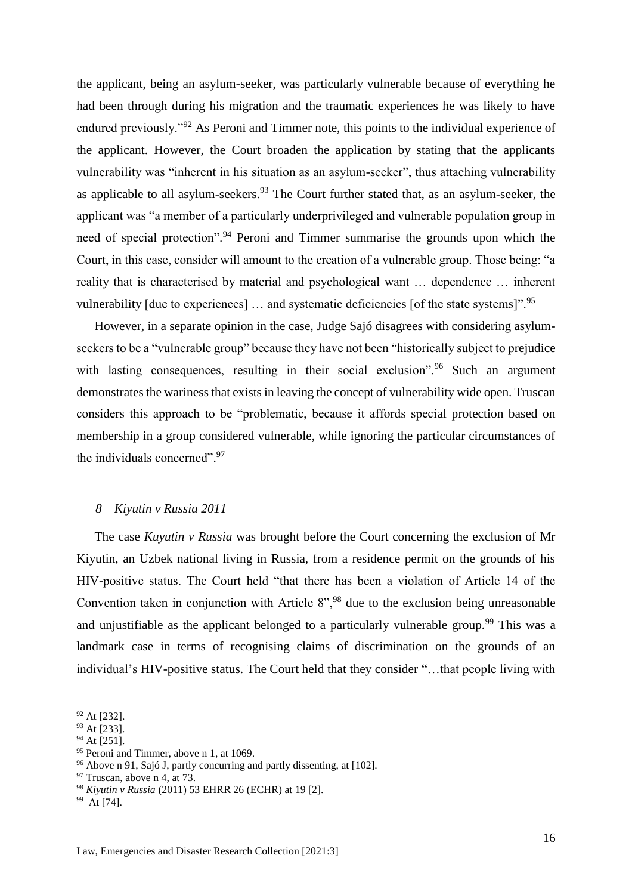the applicant, being an asylum-seeker, was particularly vulnerable because of everything he had been through during his migration and the traumatic experiences he was likely to have endured previously."[92] As Peroni and Timmer note, this points to the individual experience of the applicant. However, the Court broaden the application by stating that the applicants vulnerability was "inherent in his situation as an asylum-seeker", thus attaching vulnerability as applicable to all asylum-seekers.[93] The Court further stated that, as an asylum-seeker, the applicant was "a member of a particularly underprivileged and vulnerable population group in need of special protection".[94] Peroni and Timmer summarise the grounds upon which the Court, in this case, consider will amount to the creation of a vulnerable group. Those being: "a reality that is characterised by material and psychological want … dependence … inherent vulnerability [due to experiences] … and systematic deficiencies [of the state systems]".[95]

However, in a separate opinion in the case, Judge Sajó disagrees with considering asylum-seekers to be a "vulnerable group" because they have not been "historically subject to prejudice with lasting consequences, resulting in their social exclusion".[96] Such an argument demonstrates the wariness that exists in leaving the concept of vulnerability wide open. Truscan considers this approach to be "problematic, because it affords special protection based on membership in a group considered vulnerable, while ignoring the particular circumstances of the individuals concerned".[97]

### *8 Kiyutin v Russia 2011*

The case *Kuyutin v Russia* was brought before the Court concerning the exclusion of Mr Kiyutin, an Uzbek national living in Russia, from a residence permit on the grounds of his HIV-positive status. The Court held "that there has been a violation of Article 14 of the Convention taken in conjunction with Article 8",[98] due to the exclusion being unreasonable and unjustifiable as the applicant belonged to a particularly vulnerable group.[99] This was a landmark case in terms of recognising claims of discrimination on the grounds of an individual's HIV-positive status. The Court held that they consider "…that people living with

[92] At [232].
[93] At [233].
[94] At [251].
[95] Peroni and Timmer, above n 1, at 1069.
[96] Above n 91, Sajó J, partly concurring and partly dissenting, at [102].
[97] Truscan, above n 4, at 73.
[98] *Kiyutin v Russia* (2011) 53 EHRR 26 (ECHR) at 19 [2].
[99] At [74].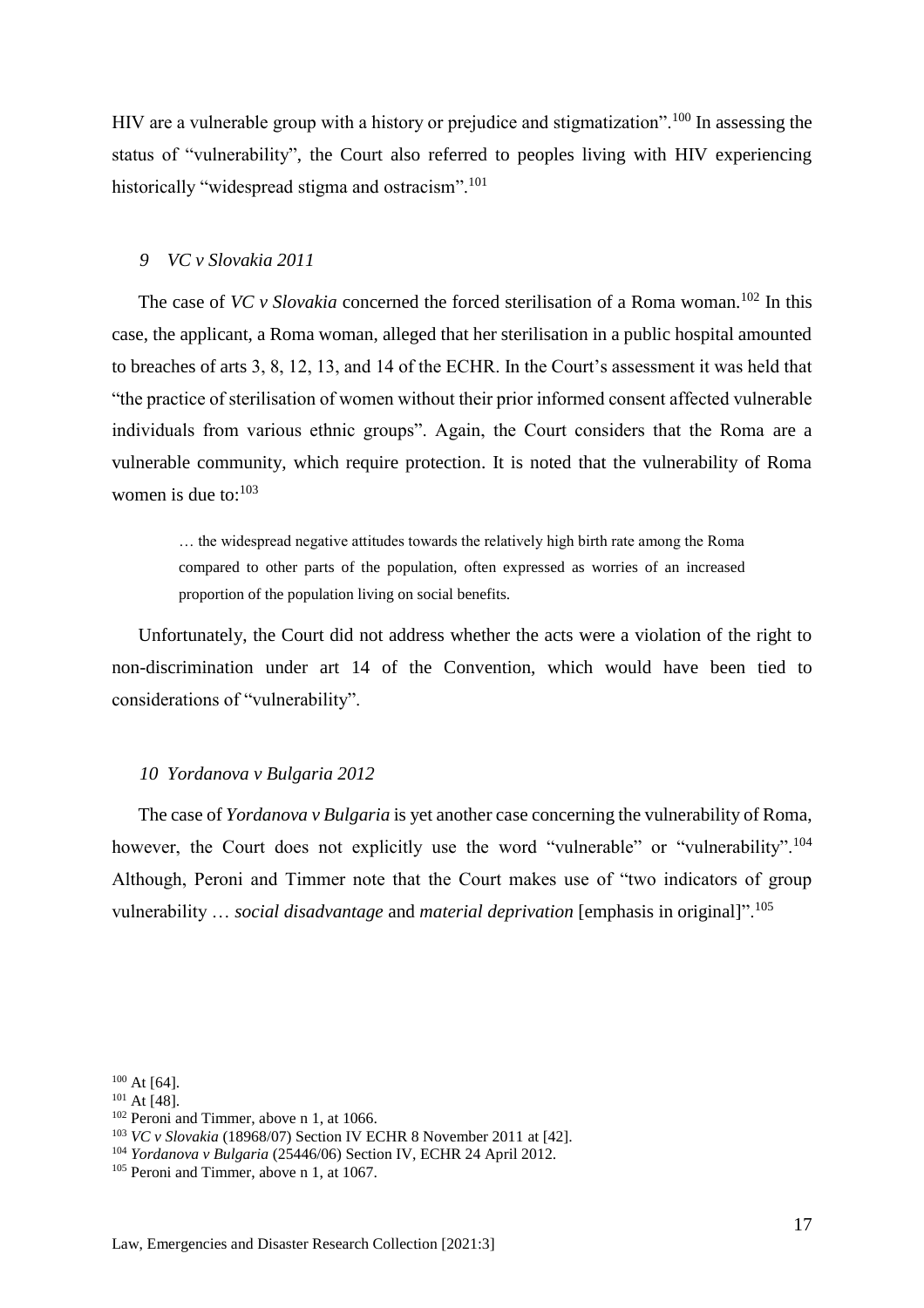HIV are a vulnerable group with a history or prejudice and stigmatization".[100] In assessing the status of "vulnerability", the Court also referred to peoples living with HIV experiencing historically "widespread stigma and ostracism".[101]

### *9 VC v Slovakia 2011*

The case of *VC v Slovakia* concerned the forced sterilisation of a Roma woman.[102] In this case, the applicant, a Roma woman, alleged that her sterilisation in a public hospital amounted to breaches of arts 3, 8, 12, 13, and 14 of the ECHR. In the Court's assessment it was held that "the practice of sterilisation of women without their prior informed consent affected vulnerable individuals from various ethnic groups". Again, the Court considers that the Roma are a vulnerable community, which require protection. It is noted that the vulnerability of Roma women is due to:[103]

> … the widespread negative attitudes towards the relatively high birth rate among the Roma compared to other parts of the population, often expressed as worries of an increased proportion of the population living on social benefits.

Unfortunately, the Court did not address whether the acts were a violation of the right to non-discrimination under art 14 of the Convention, which would have been tied to considerations of "vulnerability".

### *10 Yordanova v Bulgaria 2012*

The case of *Yordanova v Bulgaria* is yet another case concerning the vulnerability of Roma, however, the Court does not explicitly use the word "vulnerable" or "vulnerability".[104] Although, Peroni and Timmer note that the Court makes use of "two indicators of group vulnerability … *social disadvantage* and *material deprivation* [emphasis in original]".[105]

---

[100] At [64].
[101] At [48].
[102] Peroni and Timmer, above n 1, at 1066.
[103] *VC v Slovakia* (18968/07) Section IV ECHR 8 November 2011 at [42].
[104] *Yordanova v Bulgaria* (25446/06) Section IV, ECHR 24 April 2012.
[105] Peroni and Timmer, above n 1, at 1067.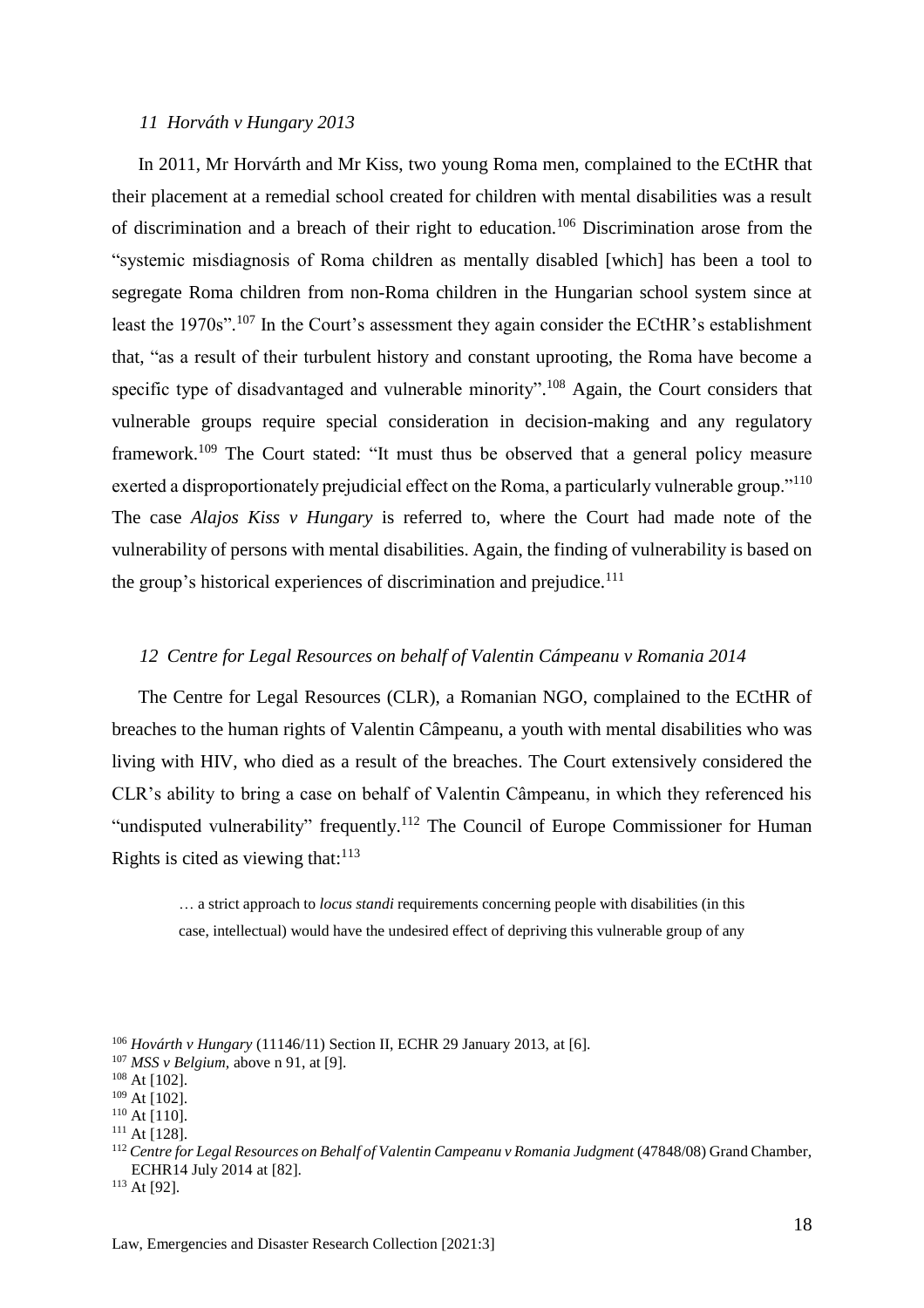### *11 Horváth v Hungary 2013*

In 2011, Mr Horvárth and Mr Kiss, two young Roma men, complained to the ECtHR that their placement at a remedial school created for children with mental disabilities was a result of discrimination and a breach of their right to education.[106] Discrimination arose from the "systemic misdiagnosis of Roma children as mentally disabled [which] has been a tool to segregate Roma children from non-Roma children in the Hungarian school system since at least the 1970s".[107] In the Court's assessment they again consider the ECtHR's establishment that, "as a result of their turbulent history and constant uprooting, the Roma have become a specific type of disadvantaged and vulnerable minority".[108] Again, the Court considers that vulnerable groups require special consideration in decision-making and any regulatory framework.[109] The Court stated: "It must thus be observed that a general policy measure exerted a disproportionately prejudicial effect on the Roma, a particularly vulnerable group."[110] The case *Alajos Kiss v Hungary* is referred to, where the Court had made note of the vulnerability of persons with mental disabilities. Again, the finding of vulnerability is based on the group's historical experiences of discrimination and prejudice.[111]

### *12 Centre for Legal Resources on behalf of Valentin Cámpeanu v Romania 2014*

The Centre for Legal Resources (CLR), a Romanian NGO, complained to the ECtHR of breaches to the human rights of Valentin Câmpeanu, a youth with mental disabilities who was living with HIV, who died as a result of the breaches. The Court extensively considered the CLR's ability to bring a case on behalf of Valentin Câmpeanu, in which they referenced his "undisputed vulnerability" frequently.[112] The Council of Europe Commissioner for Human Rights is cited as viewing that:[113]

> … a strict approach to *locus standi* requirements concerning people with disabilities (in this case, intellectual) would have the undesired effect of depriving this vulnerable group of any

---

[106] *Hovárth v Hungary* (11146/11) Section II, ECHR 29 January 2013, at [6].

[107] *MSS v Belgium*, above n 91, at [9].

[108] At [102].

[109] At [102].

[110] At [110].

[111] At [128].

[112] *Centre for Legal Resources on Behalf of Valentin Campeanu v Romania Judgment* (47848/08) Grand Chamber, ECHR14 July 2014 at [82].

[113] At [92].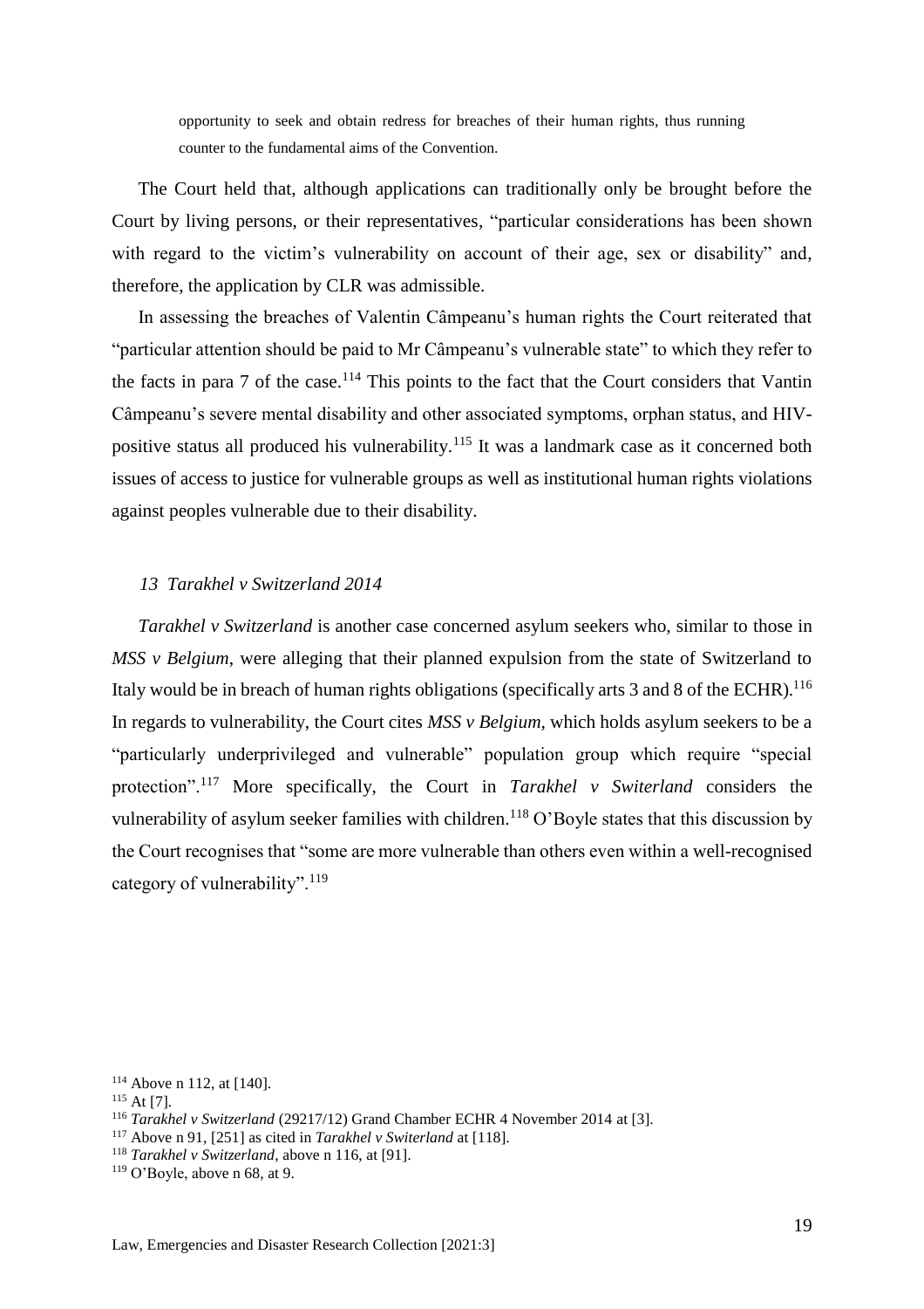> opportunity to seek and obtain redress for breaches of their human rights, thus running counter to the fundamental aims of the Convention.

The Court held that, although applications can traditionally only be brought before the Court by living persons, or their representatives, "particular considerations has been shown with regard to the victim's vulnerability on account of their age, sex or disability" and, therefore, the application by CLR was admissible.

In assessing the breaches of Valentin Câmpeanu's human rights the Court reiterated that "particular attention should be paid to Mr Câmpeanu's vulnerable state" to which they refer to the facts in para 7 of the case.[114] This points to the fact that the Court considers that Vantin Câmpeanu's severe mental disability and other associated symptoms, orphan status, and HIV-positive status all produced his vulnerability.[115] It was a landmark case as it concerned both issues of access to justice for vulnerable groups as well as institutional human rights violations against peoples vulnerable due to their disability.

### *13 Tarakhel v Switzerland 2014*

*Tarakhel v Switzerland* is another case concerned asylum seekers who, similar to those in *MSS v Belgium*, were alleging that their planned expulsion from the state of Switzerland to Italy would be in breach of human rights obligations (specifically arts 3 and 8 of the ECHR).[116] In regards to vulnerability, the Court cites *MSS v Belgium,* which holds asylum seekers to be a "particularly underprivileged and vulnerable" population group which require "special protection".[117] More specifically, the Court in *Tarakhel v Switerland* considers the vulnerability of asylum seeker families with children.[118] O'Boyle states that this discussion by the Court recognises that "some are more vulnerable than others even within a well-recognised category of vulnerability".[119]

---

[114] Above n 112, at [140].

[115] At [7].

[116] *Tarakhel v Switzerland* (29217/12) Grand Chamber ECHR 4 November 2014 at [3].

[117] Above n 91, [251] as cited in *Tarakhel v Switerland* at [118].

[118] *Tarakhel v Switzerland,* above n 116, at [91].

[119] O'Boyle, above n 68, at 9.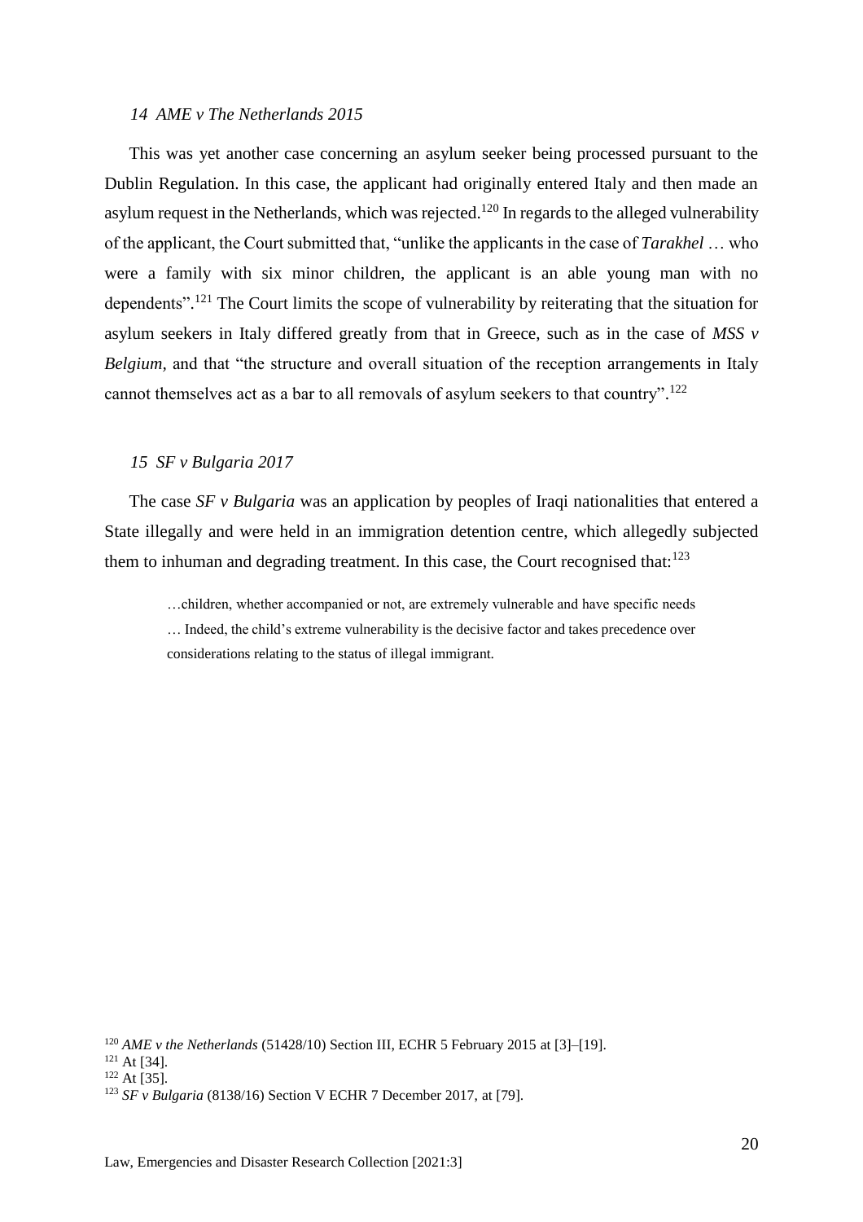### 14 AME v The Netherlands 2015

This was yet another case concerning an asylum seeker being processed pursuant to the Dublin Regulation. In this case, the applicant had originally entered Italy and then made an asylum request in the Netherlands, which was rejected.[120] In regards to the alleged vulnerability of the applicant, the Court submitted that, "unlike the applicants in the case of *Tarakhel* … who were a family with six minor children, the applicant is an able young man with no dependents".[121] The Court limits the scope of vulnerability by reiterating that the situation for asylum seekers in Italy differed greatly from that in Greece, such as in the case of *MSS v Belgium*, and that "the structure and overall situation of the reception arrangements in Italy cannot themselves act as a bar to all removals of asylum seekers to that country".[122]

### 15 SF v Bulgaria 2017

The case *SF v Bulgaria* was an application by peoples of Iraqi nationalities that entered a State illegally and were held in an immigration detention centre, which allegedly subjected them to inhuman and degrading treatment. In this case, the Court recognised that:[123]

> …children, whether accompanied or not, are extremely vulnerable and have specific needs … Indeed, the child's extreme vulnerability is the decisive factor and takes precedence over considerations relating to the status of illegal immigrant.

---

[120] *AME v the Netherlands* (51428/10) Section III, ECHR 5 February 2015 at [3]–[19].

[121] At [34].

[122] At [35].

[123] *SF v Bulgaria* (8138/16) Section V ECHR 7 December 2017, at [79].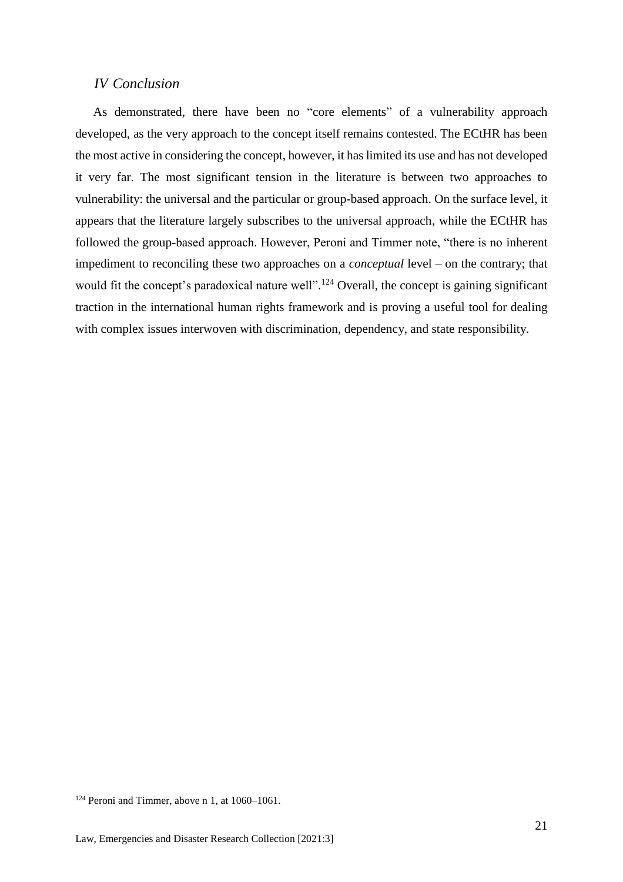## *IV Conclusion*

As demonstrated, there have been no "core elements" of a vulnerability approach developed, as the very approach to the concept itself remains contested. The ECtHR has been the most active in considering the concept, however, it has limited its use and has not developed it very far. The most significant tension in the literature is between two approaches to vulnerability: the universal and the particular or group-based approach. On the surface level, it appears that the literature largely subscribes to the universal approach, while the ECtHR has followed the group-based approach. However, Peroni and Timmer note, "there is no inherent impediment to reconciling these two approaches on a *conceptual* level – on the contrary; that would fit the concept's paradoxical nature well".[124] Overall, the concept is gaining significant traction in the international human rights framework and is proving a useful tool for dealing with complex issues interwoven with discrimination, dependency, and state responsibility.

[124] Peroni and Timmer, above n 1, at 1060–1061.